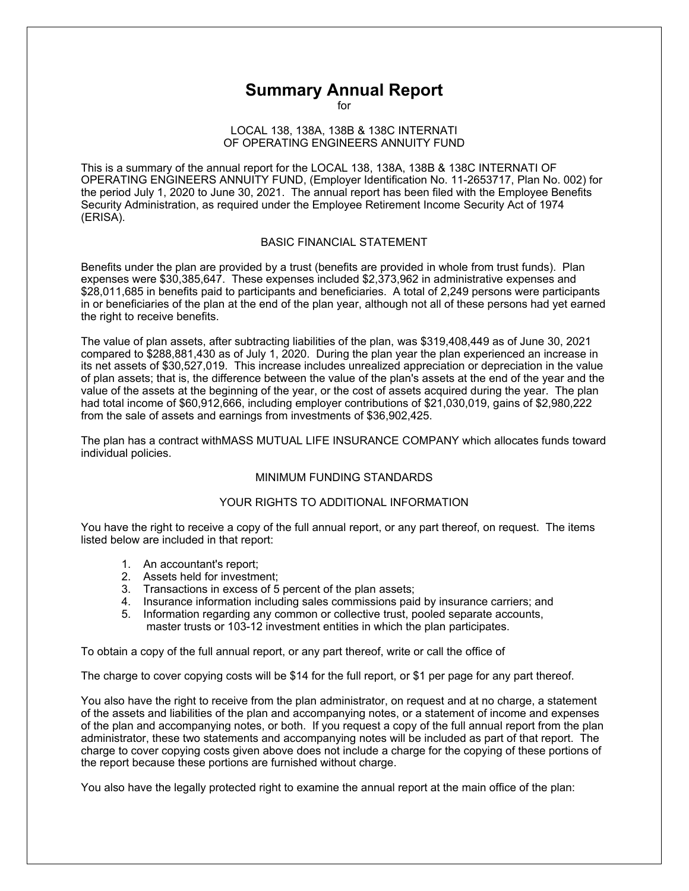# Summary Annual Report

for

LOCAL 138, 138A, 138B & 138C INTERNATI
OF OPERATING ENGINEERS ANNUITY FUND

This is a summary of the annual report for the LOCAL 138, 138A, 138B & 138C INTERNATI OF OPERATING ENGINEERS ANNUITY FUND, (Employer Identification No. 11-2653717, Plan No. 002) for the period July 1, 2020 to June 30, 2021. The annual report has been filed with the Employee Benefits Security Administration, as required under the Employee Retirement Income Security Act of 1974 (ERISA).

## BASIC FINANCIAL STATEMENT

Benefits under the plan are provided by a trust (benefits are provided in whole from trust funds). Plan expenses were $30,385,647. These expenses included $2,373,962 in administrative expenses and $28,011,685 in benefits paid to participants and beneficiaries. A total of 2,249 persons were participants in or beneficiaries of the plan at the end of the plan year, although not all of these persons had yet earned the right to receive benefits.

The value of plan assets, after subtracting liabilities of the plan, was $319,408,449 as of June 30, 2021 compared to $288,881,430 as of July 1, 2020. During the plan year the plan experienced an increase in its net assets of $30,527,019. This increase includes unrealized appreciation or depreciation in the value of plan assets; that is, the difference between the value of the plan's assets at the end of the year and the value of the assets at the beginning of the year, or the cost of assets acquired during the year. The plan had total income of $60,912,666, including employer contributions of $21,030,019, gains of $2,980,222 from the sale of assets and earnings from investments of $36,902,425.

The plan has a contract withMASS MUTUAL LIFE INSURANCE COMPANY which allocates funds toward individual policies.

## MINIMUM FUNDING STANDARDS

## YOUR RIGHTS TO ADDITIONAL INFORMATION

You have the right to receive a copy of the full annual report, or any part thereof, on request. The items listed below are included in that report:

1. An accountant's report;
2. Assets held for investment;
3. Transactions in excess of 5 percent of the plan assets;
4. Insurance information including sales commissions paid by insurance carriers; and
5. Information regarding any common or collective trust, pooled separate accounts, master trusts or 103-12 investment entities in which the plan participates.

To obtain a copy of the full annual report, or any part thereof, write or call the office of

The charge to cover copying costs will be $14 for the full report, or $1 per page for any part thereof.

You also have the right to receive from the plan administrator, on request and at no charge, a statement of the assets and liabilities of the plan and accompanying notes, or a statement of income and expenses of the plan and accompanying notes, or both. If you request a copy of the full annual report from the plan administrator, these two statements and accompanying notes will be included as part of that report. The charge to cover copying costs given above does not include a charge for the copying of these portions of the report because these portions are furnished without charge.

You also have the legally protected right to examine the annual report at the main office of the plan: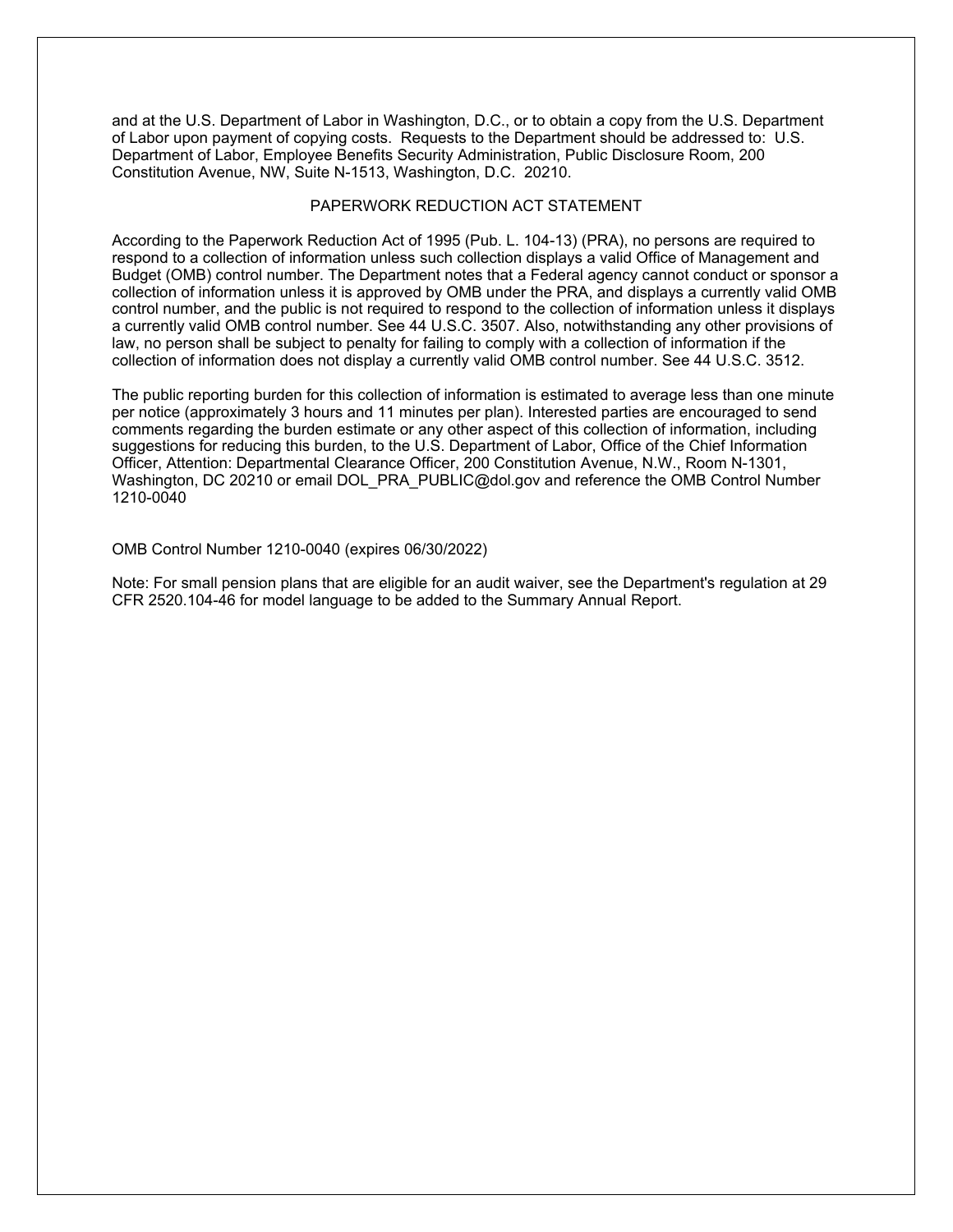and at the U.S. Department of Labor in Washington, D.C., or to obtain a copy from the U.S. Department of Labor upon payment of copying costs. Requests to the Department should be addressed to: U.S. Department of Labor, Employee Benefits Security Administration, Public Disclosure Room, 200 Constitution Avenue, NW, Suite N-1513, Washington, D.C. 20210.

## PAPERWORK REDUCTION ACT STATEMENT

According to the Paperwork Reduction Act of 1995 (Pub. L. 104-13) (PRA), no persons are required to respond to a collection of information unless such collection displays a valid Office of Management and Budget (OMB) control number. The Department notes that a Federal agency cannot conduct or sponsor a collection of information unless it is approved by OMB under the PRA, and displays a currently valid OMB control number, and the public is not required to respond to the collection of information unless it displays a currently valid OMB control number. See 44 U.S.C. 3507. Also, notwithstanding any other provisions of law, no person shall be subject to penalty for failing to comply with a collection of information if the collection of information does not display a currently valid OMB control number. See 44 U.S.C. 3512.

The public reporting burden for this collection of information is estimated to average less than one minute per notice (approximately 3 hours and 11 minutes per plan). Interested parties are encouraged to send comments regarding the burden estimate or any other aspect of this collection of information, including suggestions for reducing this burden, to the U.S. Department of Labor, Office of the Chief Information Officer, Attention: Departmental Clearance Officer, 200 Constitution Avenue, N.W., Room N-1301, Washington, DC 20210 or email DOL_PRA_PUBLIC@dol.gov and reference the OMB Control Number 1210-0040

OMB Control Number 1210-0040 (expires 06/30/2022)

Note: For small pension plans that are eligible for an audit waiver, see the Department's regulation at 29 CFR 2520.104-46 for model language to be added to the Summary Annual Report.